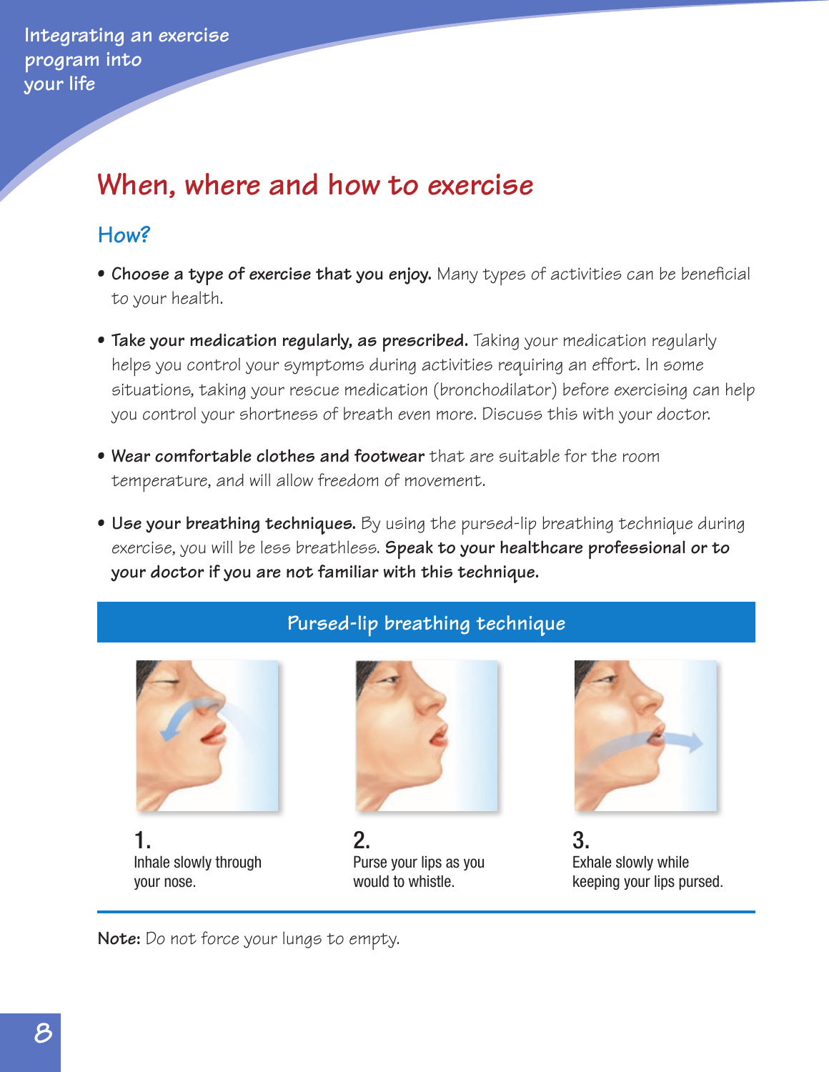# When, where and how to exercise

## How?

- **Choose a type of exercise that you enjoy.** Many types of activities can be beneficial to your health.
- **Take your medication regularly, as prescribed.** Taking your medication regularly helps you control your symptoms during activities requiring an effort. In some situations, taking your rescue medication (bronchodilator) before exercising can help you control your shortness of breath even more. Discuss this with your doctor.
- **Wear comfortable clothes and footwear** that are suitable for the room temperature, and will allow freedom of movement.
- **Use your breathing techniques.** By using the pursed-lip breathing technique during exercise, you will be less breathless. **Speak to your healthcare professional or to your doctor if you are not familiar with this technique.**

### Pursed-lip breathing technique

1. Inhale slowly through your nose.
2. Purse your lips as you would to whistle.
3. Exhale slowly while keeping your lips pursed.

**Note:** Do not force your lungs to empty.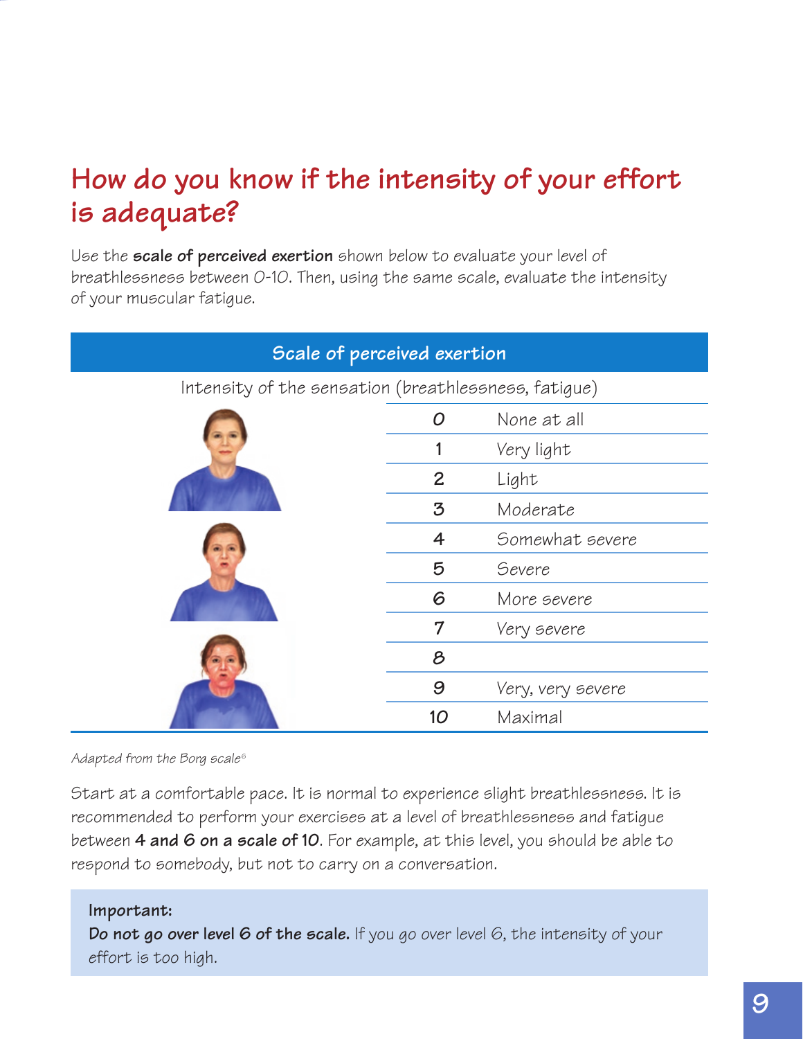## How do you know if the intensity of your effort is adequate?

Use the **scale of perceived exertion** shown below to evaluate your level of breathlessness between 0-10. Then, using the same scale, evaluate the intensity of your muscular fatigue.

**Scale of perceived exertion**

Intensity of the sensation (breathlessness, fatigue)

| | |
|---|---|
| 0 | None at all |
| 1 | Very light |
| 2 | Light |
| 3 | Moderate |
| 4 | Somewhat severe |
| 5 | Severe |
| 6 | More severe |
| 7 | Very severe |
| 8 | |
| 9 | Very, very severe |
| 10 | Maximal |

*Adapted from the Borg scale*[6]

Start at a comfortable pace. It is normal to experience slight breathlessness. It is recommended to perform your exercises at a level of breathlessness and fatigue between **4 and 6 on a scale of 10**. For example, at this level, you should be able to respond to somebody, but not to carry on a conversation.

**Important:**
**Do not go over level 6 of the scale.** If you go over level 6, the intensity of your effort is too high.